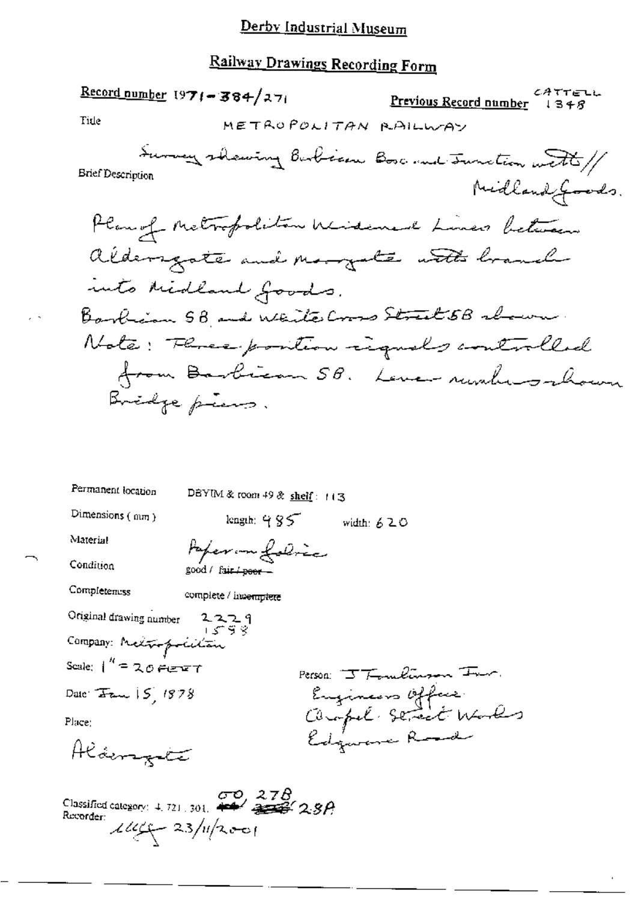# Derby Industrial Museum

## Railway Drawings Recording Form

**Record number** 1971-384/271

**Previous Record number** CATTELL 1348

**Title** METROPOLITAN RAILWAY

**Brief Description** Survey showing Barbican Box and Junction with // Midland Goods.

Plan of Metropolitan Widened Lines between Aldersgate and Moorgate with branch into Midland Goods.

Barbican SB and White Cross Street SB shown.

Note: Three position signals controlled from Barbican SB. Lever numbers shown

Bridge piers.

**Permanent location** DBYIM & room 49 & shelf: 113

**Dimensions (mm)** length: 985 width: 620

**Material** Paper on fabric

**Condition** good / ~~fair / poor~~

**Completeness** complete / ~~incomplete~~

**Original drawing number** 2229 1598

**Company:** Metropolitan

**Scale:** 1" = 20 FEET

**Person:** J Tomlinson Jnr. Engineers Office Craven Street Works Edgware Road

**Date:** Jan 15, 1878

**Place:** Aldersgate

**Classified category:** 4.721.301. ~~40~~ 50, 27B ~~28B~~ 28A

**Recorder:** 23/11/2001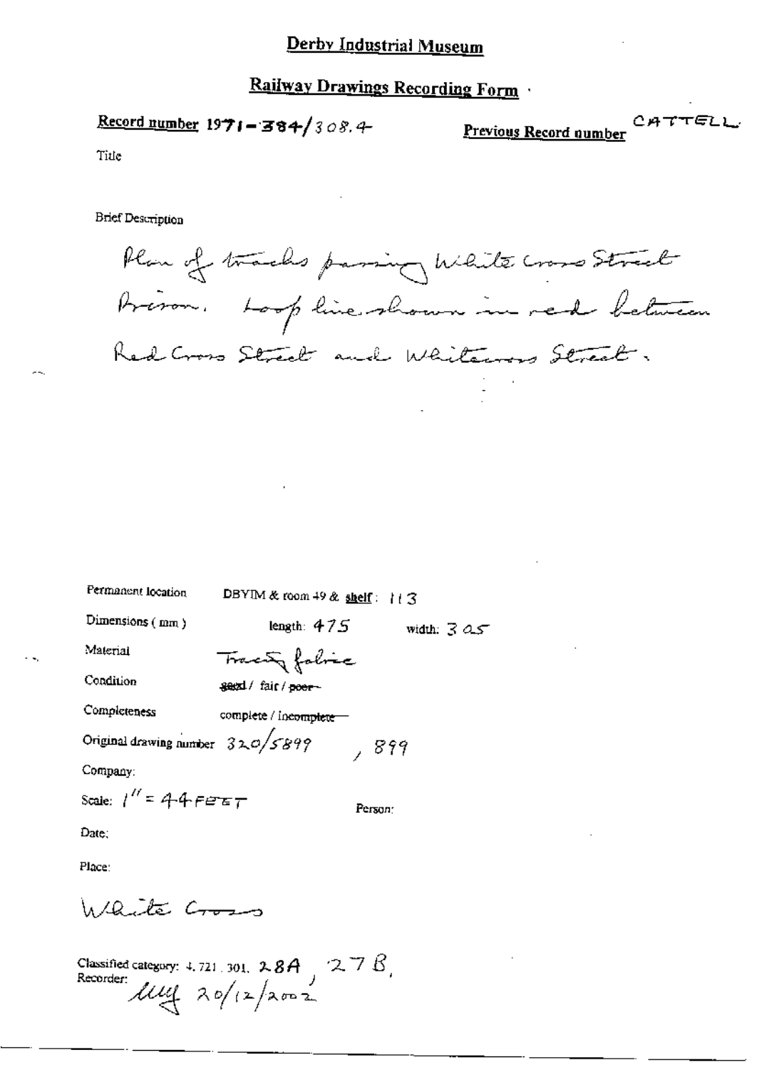# Derby Industrial Museum

## Railway Drawings Recording Form

**Record number** 1971-384/308.4

**Previous Record number** CATTELL

Title

Brief Description

Plan of tracks passing White Cross Street Prison. Loop line shown in red between Red Cross Street and Whitecross Street.

Permanent location DBYIM & room 49 & **shelf**: 113

Dimensions (mm) length: 475 width: 305

Material Tracing fabric

Condition ~~good~~ / fair / ~~poor~~

Completeness complete / ~~incomplete~~

Original drawing number 320/5899 , 899

Company:

Scale: 1" = 44 FEET

Person:

Date:

Place:

White Cross

Classified category: 4.721.301. 28A, 27B,

Recorder: MM 20/12/2002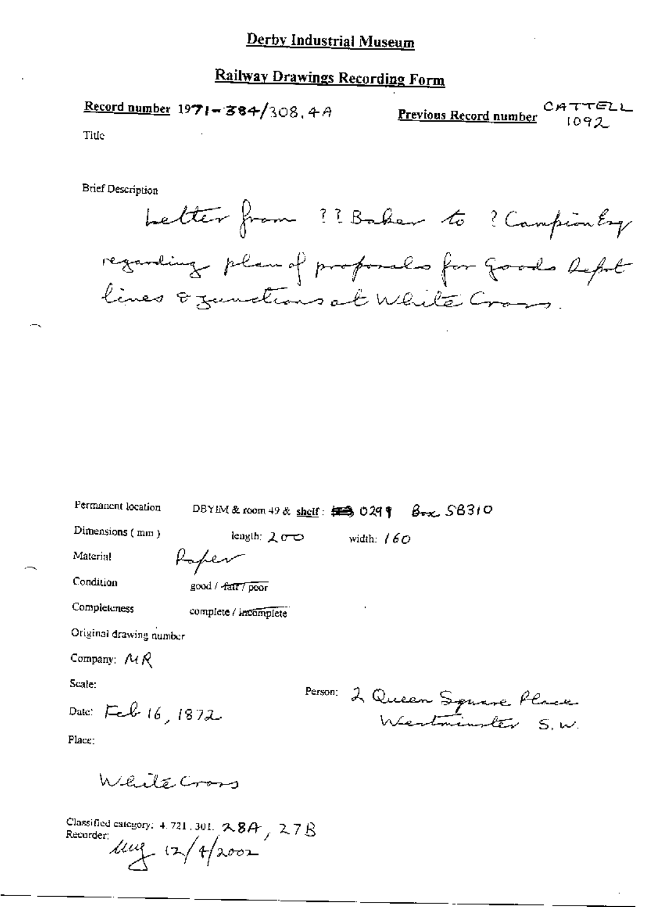# Derby Industrial Museum

## Railway Drawings Recording Form

**Record number** 1971-384/308.4A

**Previous Record number** CATTELL 1092

Title

Brief Description

Letter from ?? Baker to ? Campion Esq regarding plan of proposals for Goods Depot lines & junctions at White Cross.

Permanent location DBYIM & room 49 & shelf: 0291 Box SB310

Dimensions (mm) length: 200 width: 160

Material Paper

Condition good / ~~fair~~ / ~~poor~~

Completeness complete / ~~incomplete~~

Original drawing number

Company: MR

Scale:

Person: 2 Queen Square Place Westminster S.W.

Date: Feb 16, 1872

Place:

White Cross

Classified category: 4.721.301. 28A, 27B

Recorder: lmg 12/4/2002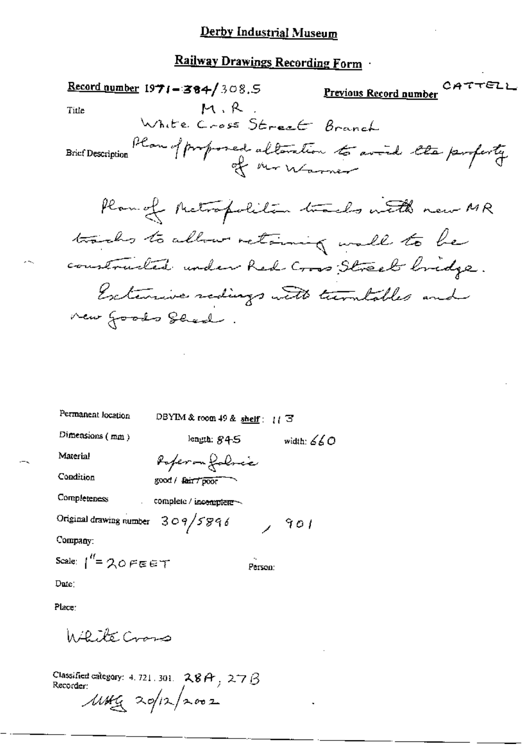# Derby Industrial Museum

## Railway Drawings Recording Form

**Record number** 1971-384/308.5

**Previous Record number** CATTELL

Title M.R.
White Cross Street Branch

Brief Description Plan of proposed alteration to avoid the property of Mr Warner

Plan of Metropolitan tracks with new MR tracks to allow retaining wall to be constructed under Red Cross Street bridge. Extensive sidings with turntables and new Goods Shed.

Permanent location DBYIM & room 49 & shelf: 113

Dimensions (mm) length: 845 width: 660

Material Paper on fabric

Condition good / ~~fair / poor~~

Completeness complete / ~~incomplete~~

Original drawing number 309/5896, 901

Company:

Scale: 1" = 20 FEET

Person:

Date:

Place:

White Cross

Classified category: 4.721.301. 28A, 27B

Recorder:
MHG 20/12/2002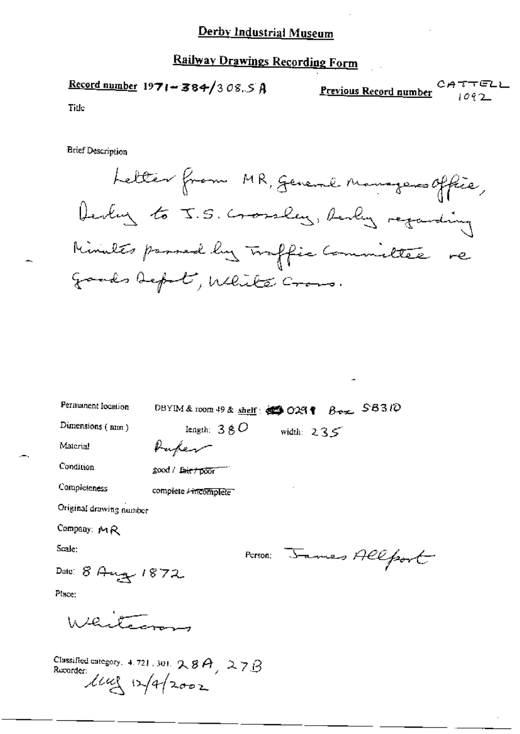# Derby Industrial Museum

## Railway Drawings Recording Form

**Record number** 1971-384/308.5 A

**Previous Record number** CATTELL 1092

Title

Brief Description

Letter from MR, General Managers Office, Derby to J.S. Crossley, Derby regarding Minutes passed by Traffic Committee re Goods Depot, White Cross.

Permanent location: DBYIM & room 49 & shelf: 0291 Box 58310

Dimensions (mm): length: 380 width: 235

Material: Paper

Condition: good / ~~fair / poor~~

Completeness: complete / ~~incomplete~~

Original drawing number

Company: MR

Scale:

Person: James Allport

Date: 8 Aug 1872

Place:

Whitecross

Classified category: 4.721.301. 28A, 27B

Recorder: [initials] 12/9/2002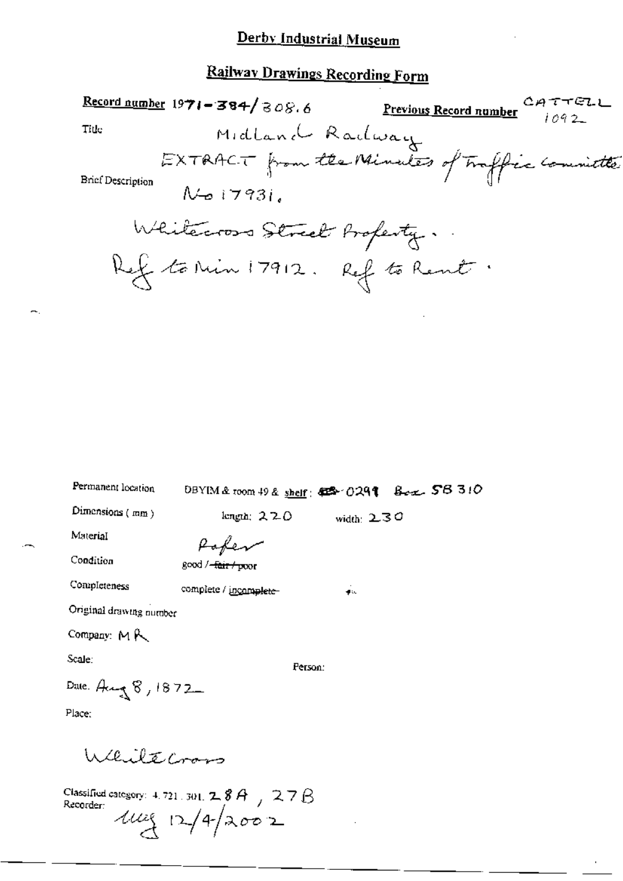# Derby Industrial Museum

## Railway Drawings Recording Form

**Record number** 1971-384/308.6 **Previous Record number** CATTELL 1092

Title: Midland Railway

Brief Description: EXTRACT from the Minutes of Traffic Committee No 17931.

Whitecross Street Property.
Ref to Min 17912. Ref to Rent.

Permanent location: DBYIM & room 49 & shelf: ~~EB~~ 0291 Box 58 310

Dimensions (mm): length: 220 width: 230

Material: Paper

Condition: good / ~~fair / poor~~

Completeness: complete / ~~incomplete~~

Original drawing number:

Company: MR

Scale:

Person:

Date: Aug 8, 1872

Place:

Whitecross

Classified category: 4.721.301. 28A, 27B

Recorder: ug 12/4/2002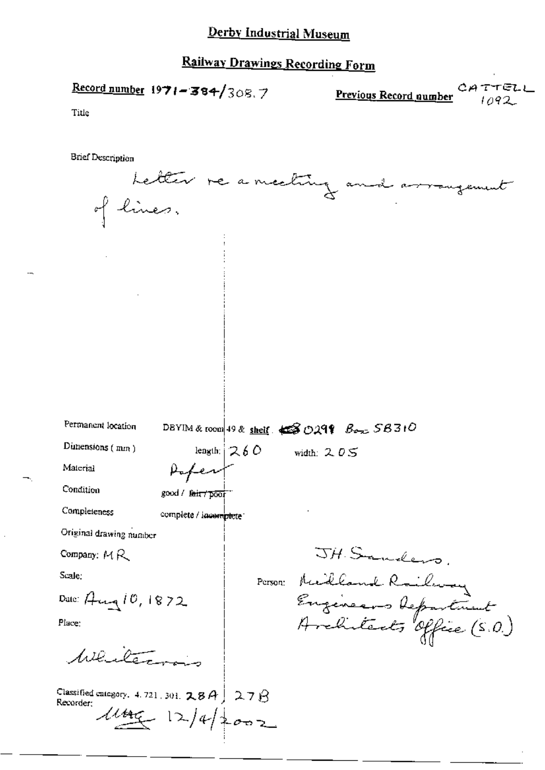# Derby Industrial Museum

## Railway Drawings Recording Form

**Record number** 1971-384/308.7

**Previous Record number** CATTELL 1092

Title

Brief Description

Letter re a meeting and arrangement of lines.

Permanent location: DBYIM & room 49 & **shelf** 0299 Box 5B310

Dimensions (mm): length: 260 width: 205

Material: Paper

Condition: good / ~~fair / poor~~

Completeness: complete / ~~incomplete~~

Original drawing number

Company: MR

Scale:

Person: JH Sanders, Midland Railway Engineers Department Architects Office (S.O.)

Date: Aug 10, 1872

Place:

Whitecross

Classified category: 4.721.301. 28A, 27B

Recorder: MAG 12/4/2002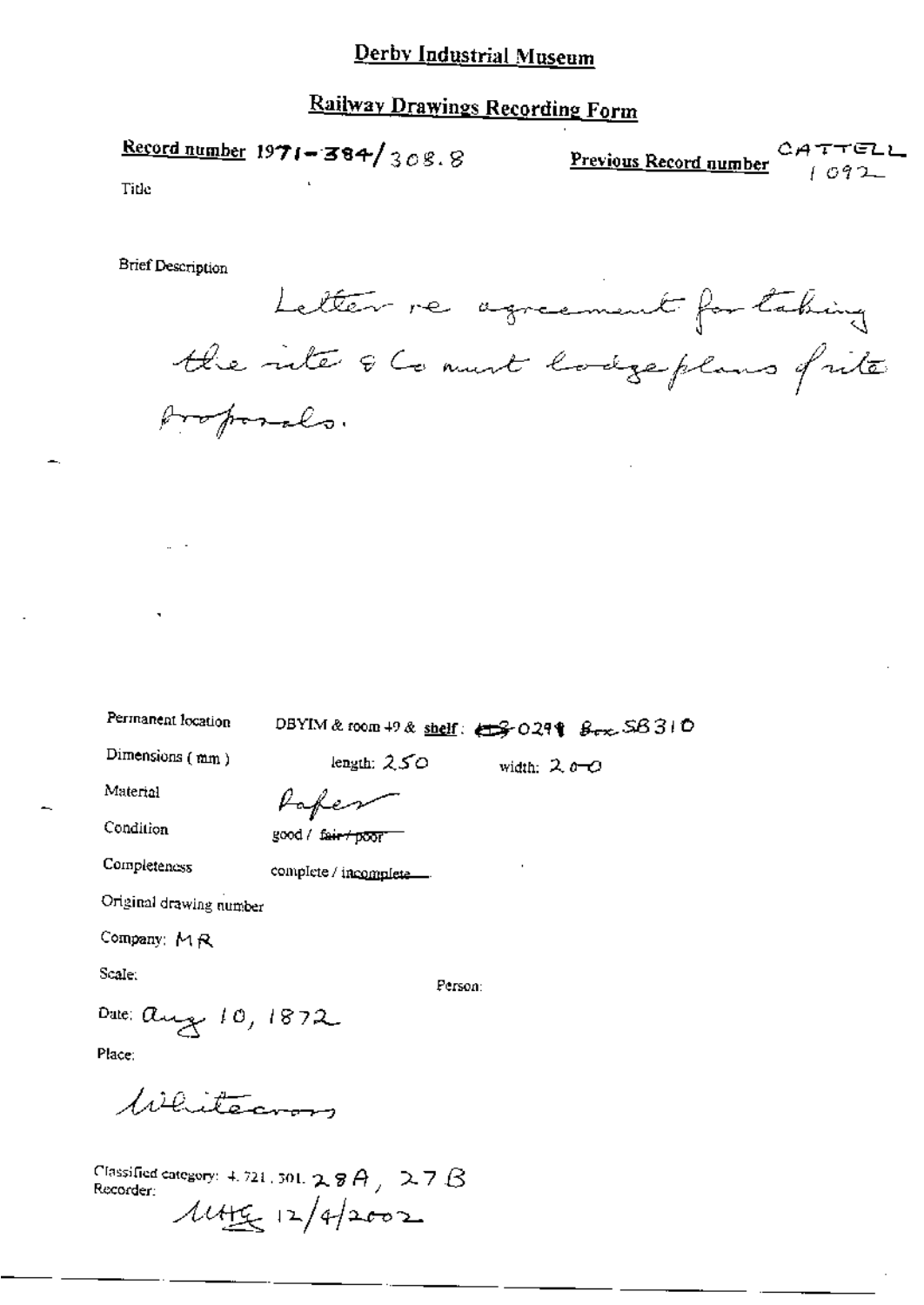# Derby Industrial Museum

## Railway Drawings Recording Form

**Record number** 1971-384/308.8

**Previous Record number** CATTELL 1092

Title

Brief Description

Letter re agreement for taking the site & Co must lodge plans of site proposals.

Permanent location DBYIM & room 49 & **shelf**: ~~DS~~ 0291 Box 58310

Dimensions (mm) length: 250 width: 200

Material Paper

Condition good / ~~fair / poor~~

Completeness complete / ~~incomplete~~

Original drawing number

Company: MR

Scale:

Person:

Date: Aug 10, 1872

Place:

Whitecross

Classified category: 4.721.301. 28A, 27B

Recorder: MHG 12/4/2002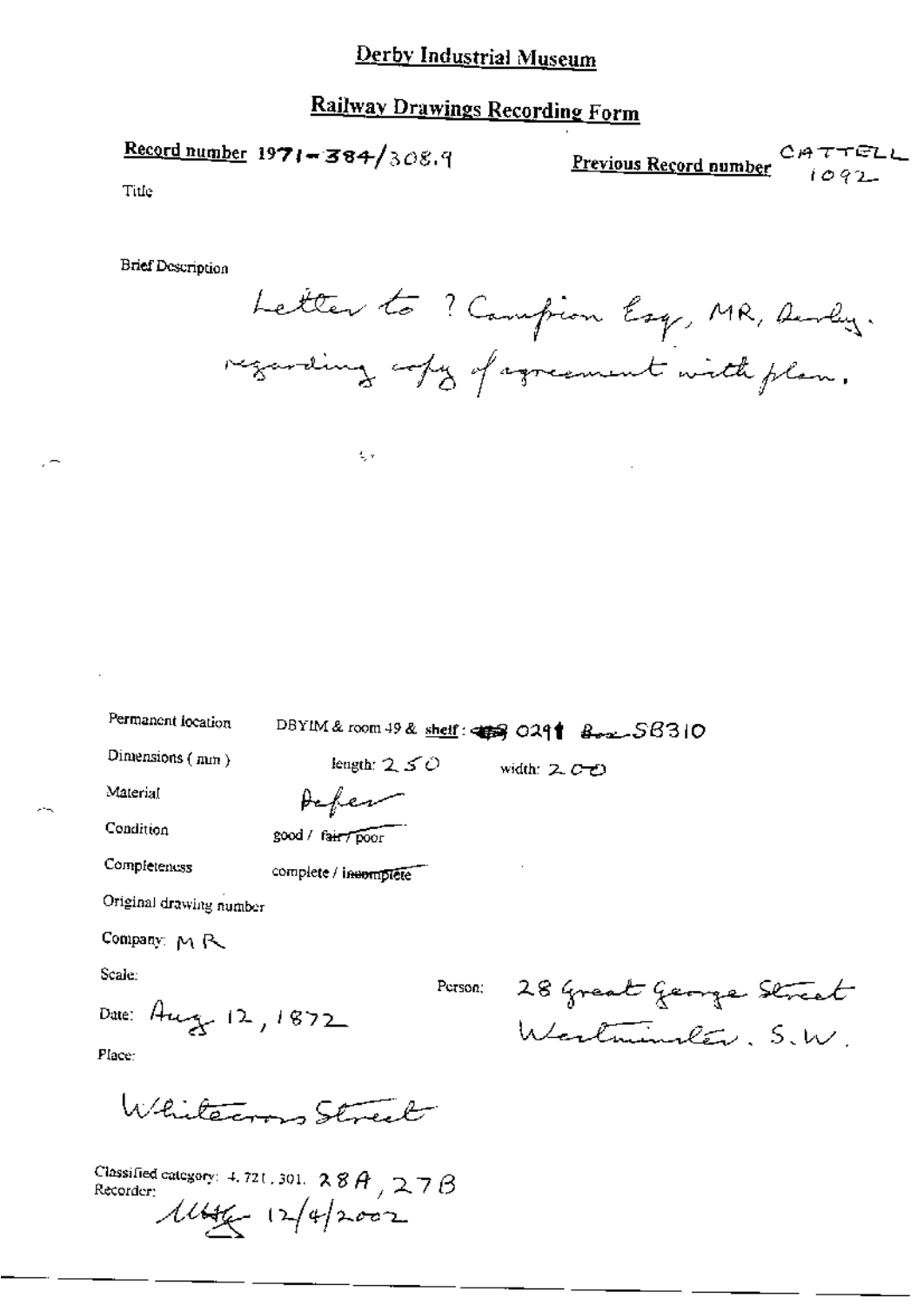# Derby Industrial Museum

## Railway Drawings Recording Form

**Record number** 1971-384/308.9

**Previous Record number** CATTELL 1092

Title

Brief Description

Letter to ? Campion Esq, MR, Derby. regarding copy of agreement with plan.

Permanent location: DBYIM & room 49 & shelf: 0291 Box SB310

Dimensions (mm): length: 250 width: 200

Material: Paper

Condition: good / ~~fair / poor~~

Completeness: complete / ~~incomplete~~

Original drawing number

Company: MR

Scale:

Person: 28 Great George Street Westminster. S.W.

Date: Aug 12, 1872

Place:

Whitecross Street

Classified category: 4.721.301. 28A, 27B

Recorder: 12/4/2002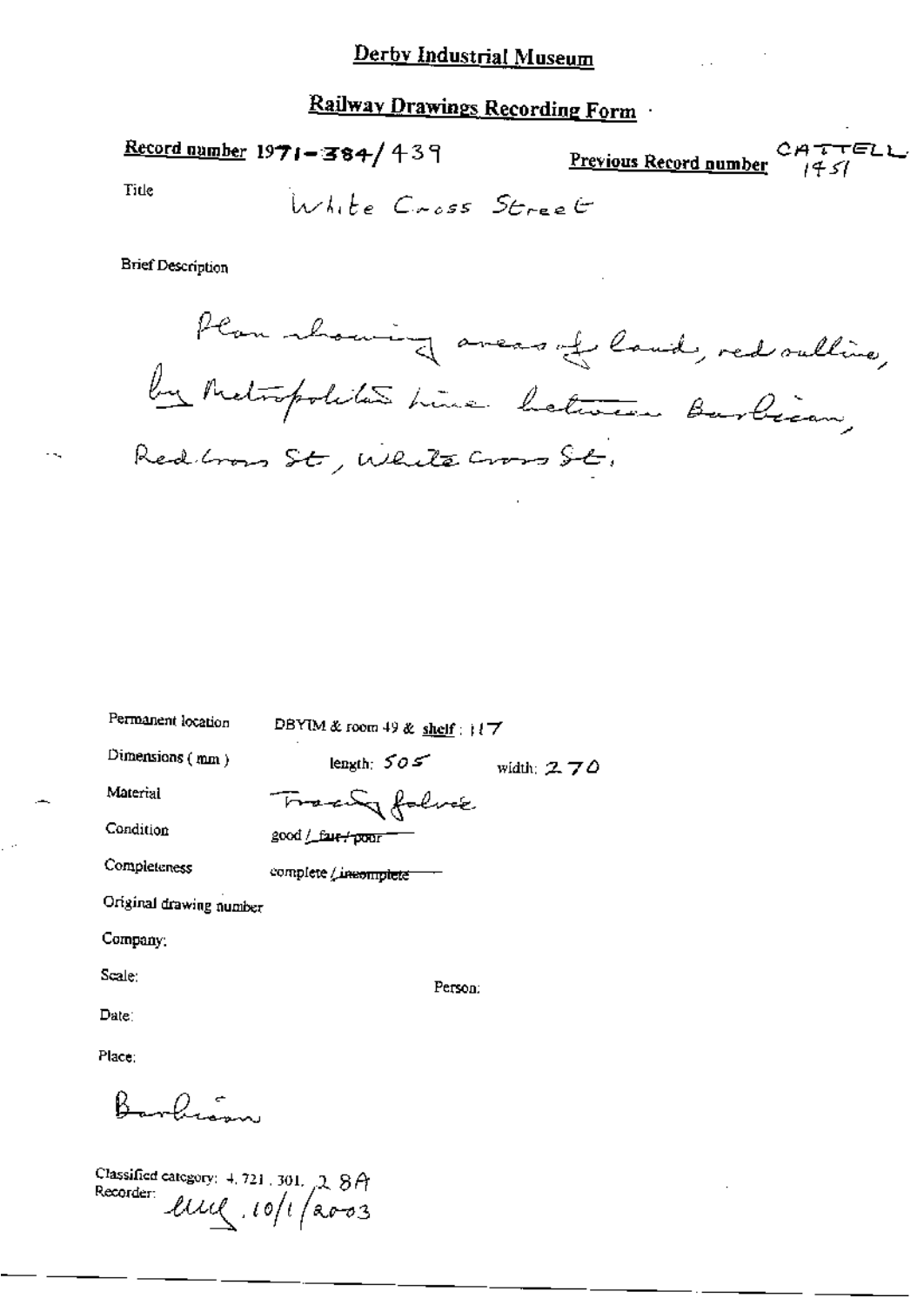# Derby Industrial Museum

## Railway Drawings Recording Form

**Record number** 1971-384/439

**Previous Record number** CATTELL 1451

Title: White Cross Street

Brief Description

Plan showing areas of land, red outline, by Metropolitan Line between Barbican, Red Cross St, White Cross St.

Permanent location: DBYIM & room 49 & shelf: 117

Dimensions (mm): length: 505 width: 270

Material: Tracing foolscap

Condition: good / ~~fair / poor~~

Completeness: complete / ~~incomplete~~

Original drawing number

Company:

Scale:

Person:

Date:

Place:

Barbican

Classified category: 4.721.301.28A

Recorder: LLL 10/1/2003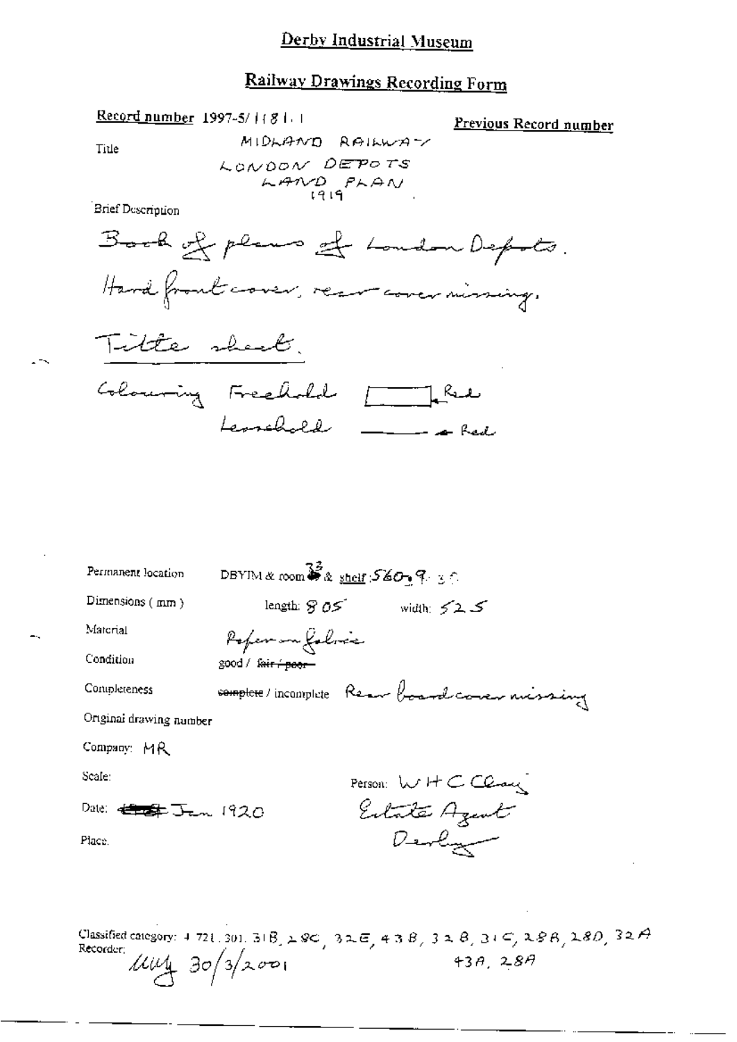# Derby Industrial Museum

## Railway Drawings Recording Form

**Record number** 1997-5/1181.1

**Previous Record number**

Title

MIDLAND RAILWAY
LONDON DEPOTS
LAND PLAN
1919

Brief Description

Book of plans of London Depots.
Hard front cover, rear cover missing.

Title sheet.

Colouring Freehold [ ] Red
Leasehold ——— Red

Permanent location: DBYIM & room 33 & shelf: 560. 9. 30

Dimensions (mm): length: 805 width: 525

Material: Paper on fabric

Condition: good / ~~fair / poor~~

Completeness: ~~complete~~ / incomplete Rear board cover missing

Original drawing number

Company: MR

Scale:

Person: W H C Clay
Estate Agent
Derby

Date: ~~[illegible]~~ Jan 1920

Place.

Classified category: 4.721.301.31B, 28C, 32E, 43B, 32B, 31C, 28B, 28D, 32A, 43A, 28A

Recorder: [illegible] 30/3/2001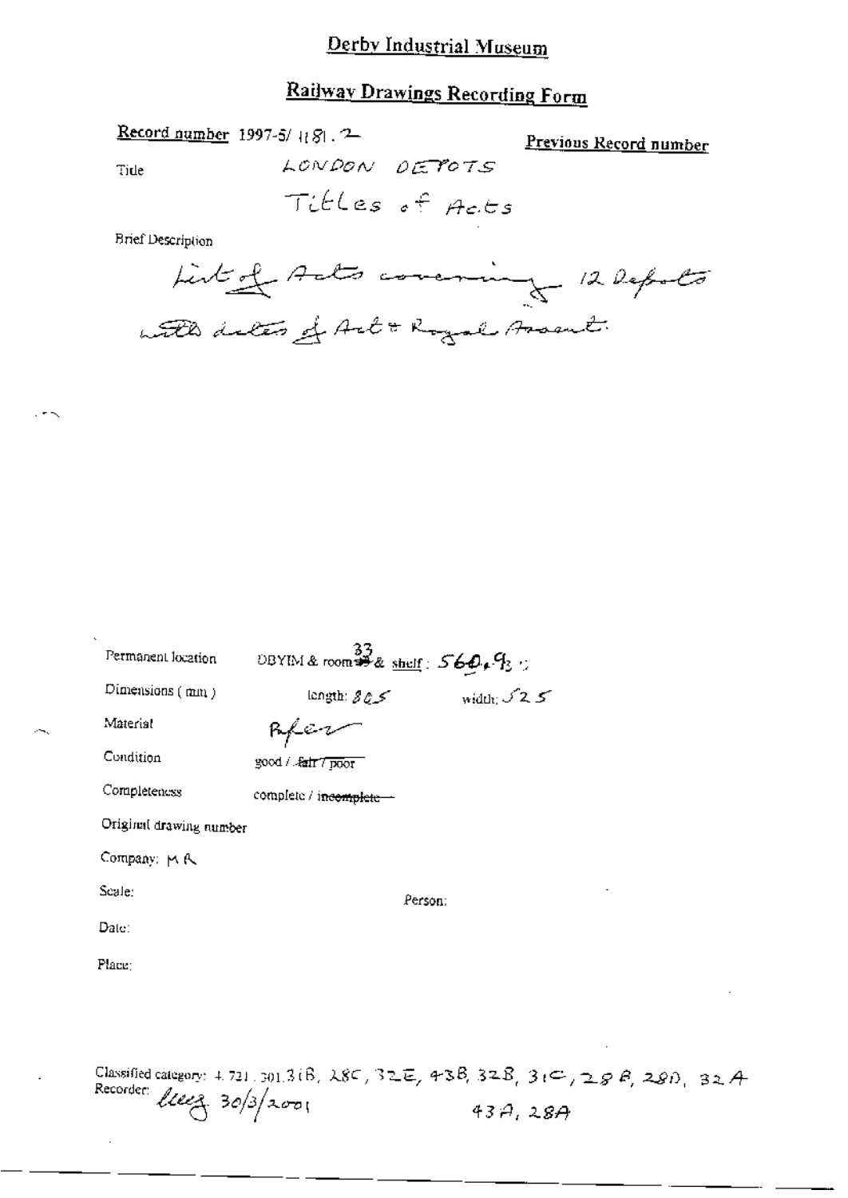# Derby Industrial Museum

## Railway Drawings Recording Form

**Record number** 1997-5/ 1181 . 2

**Previous Record number**

Title

LONDON DEPOTS

Titles of Acts

Brief Description

List of Acts covering 12 Depots with dates of Act & Royal Assent.

Permanent location DBYIM & room 33 & shelf : 560.93

Dimensions ( mm ) length: 805 width: 525

Material Paper

Condition good / ~~fair / poor~~

Completeness complete / ~~incomplete~~

Original drawing number

Company: M R

Scale:

Person:

Date:

Place:

Classified category: 4. 721. 301.3 (B, 28C, 32E, 43B, 32B, 31C, 28B, 28D, 32A, 43A, 28A

Recorder: lueg 30/3/2001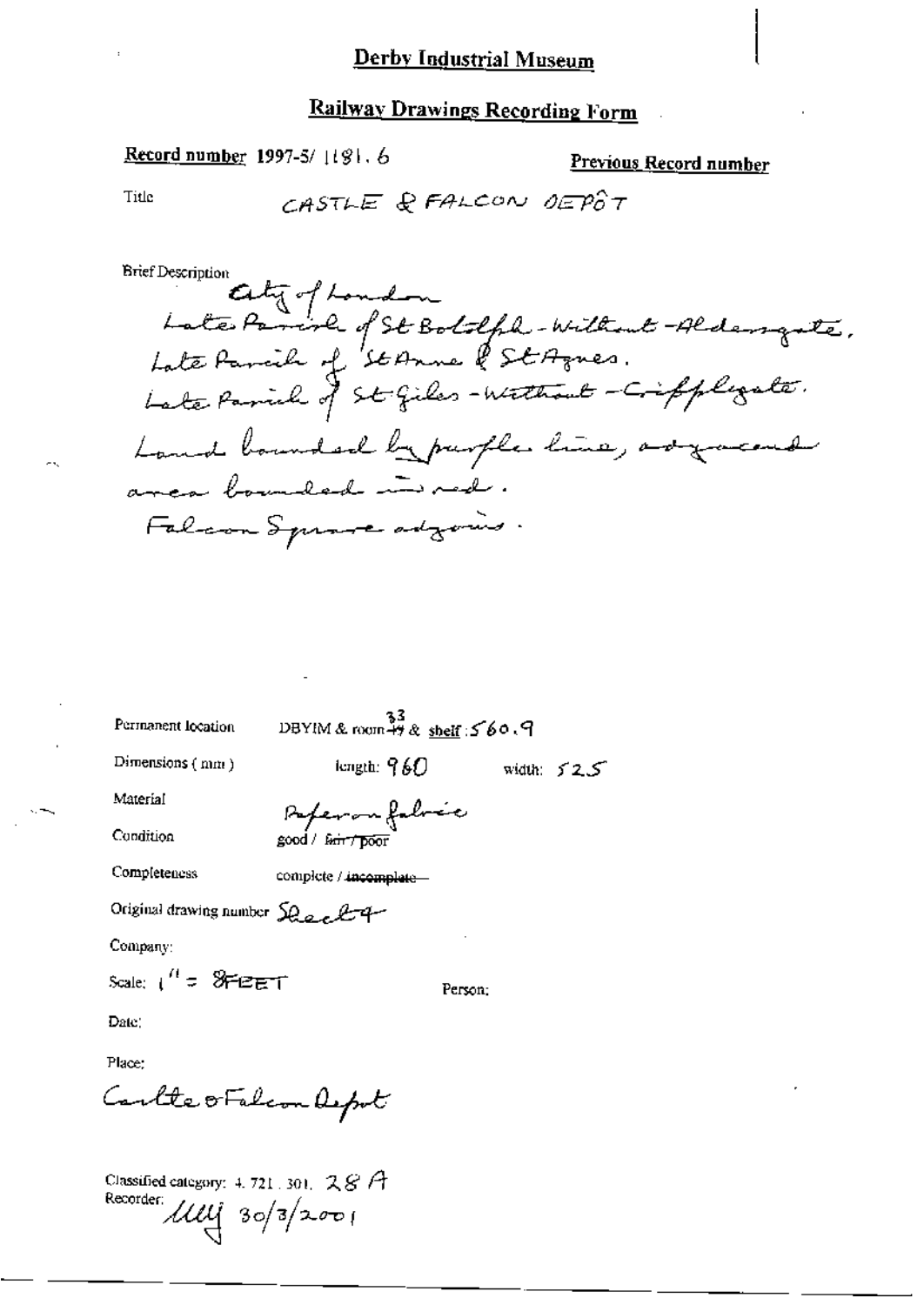# Derby Industrial Museum

## Railway Drawings Recording Form

**Record number** 1997-5/ 1181. 6

**Previous Record number**

Title CASTLE & FALCON DEPÔT

Brief Description

City of London
Late Parish of St Botolph-Without-Aldersgate,
Late Parish of St Anne & St Agnes.
Late Parish of St Giles-Without-Cripplegate.
Land bounded by purple line, adjacent
area bounded in red.
Falcon Square adjoins.

Permanent location DBYIM & room 33 & shelf: 560.9

Dimensions (mm) length: 960 width: 525

Material Paper on fabric

Condition good / ~~fair / poor~~

Completeness complete / ~~incomplete~~

Original drawing number Sheet 4

Company:

Scale: 1" = 8FEET Person:

Date:

Place:

Castle & Falcon Depot

Classified category: 4. 721. 301. 28 A

Recorder: MW 30/3/2001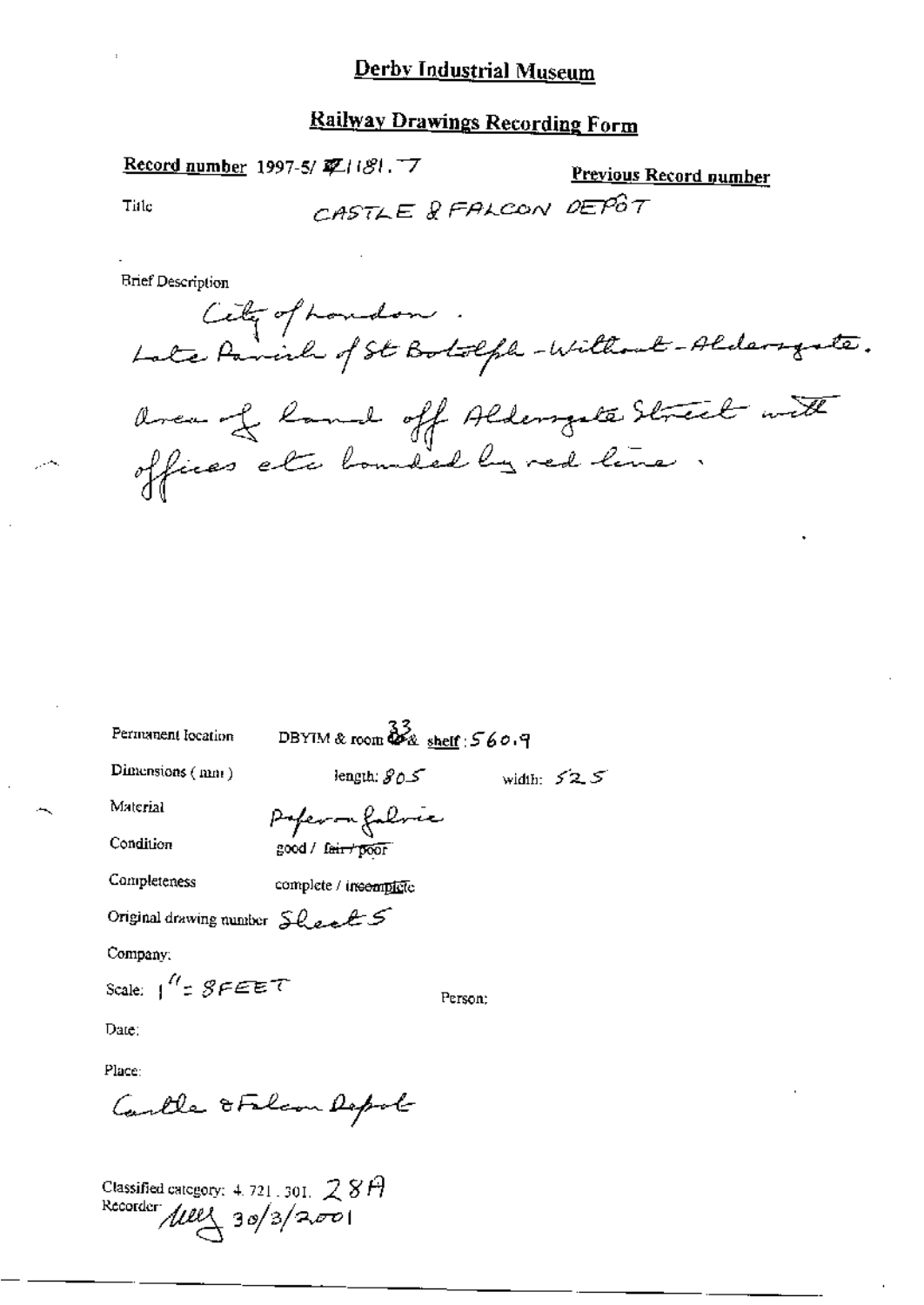# Derby Industrial Museum

## Railway Drawings Recording Form

**Record number** 1997-5/ ~~Z~~1181.7

**Previous Record number**

Title CASTLE & FALCON DEPÔT

Brief Description

City of London.
Late Parish of St Botolph-Without-Aldersgate.
Area of land off Aldersgate Street with offices etc bounded by red line.

Permanent location DBYIM & room 33 & shelf: 560.9

Dimensions (mm) length: 805 width: 525

Material Paper on fabric

Condition good / ~~fair / poor~~

Completeness complete / ~~incomplete~~

Original drawing number Sheet 5

Company:

Scale: 1" = 8FEET

Person:

Date:

Place:

Castle & Falcon Depot

Classified category: 4.721.301. 28A

Recorder: [signature] 30/3/2001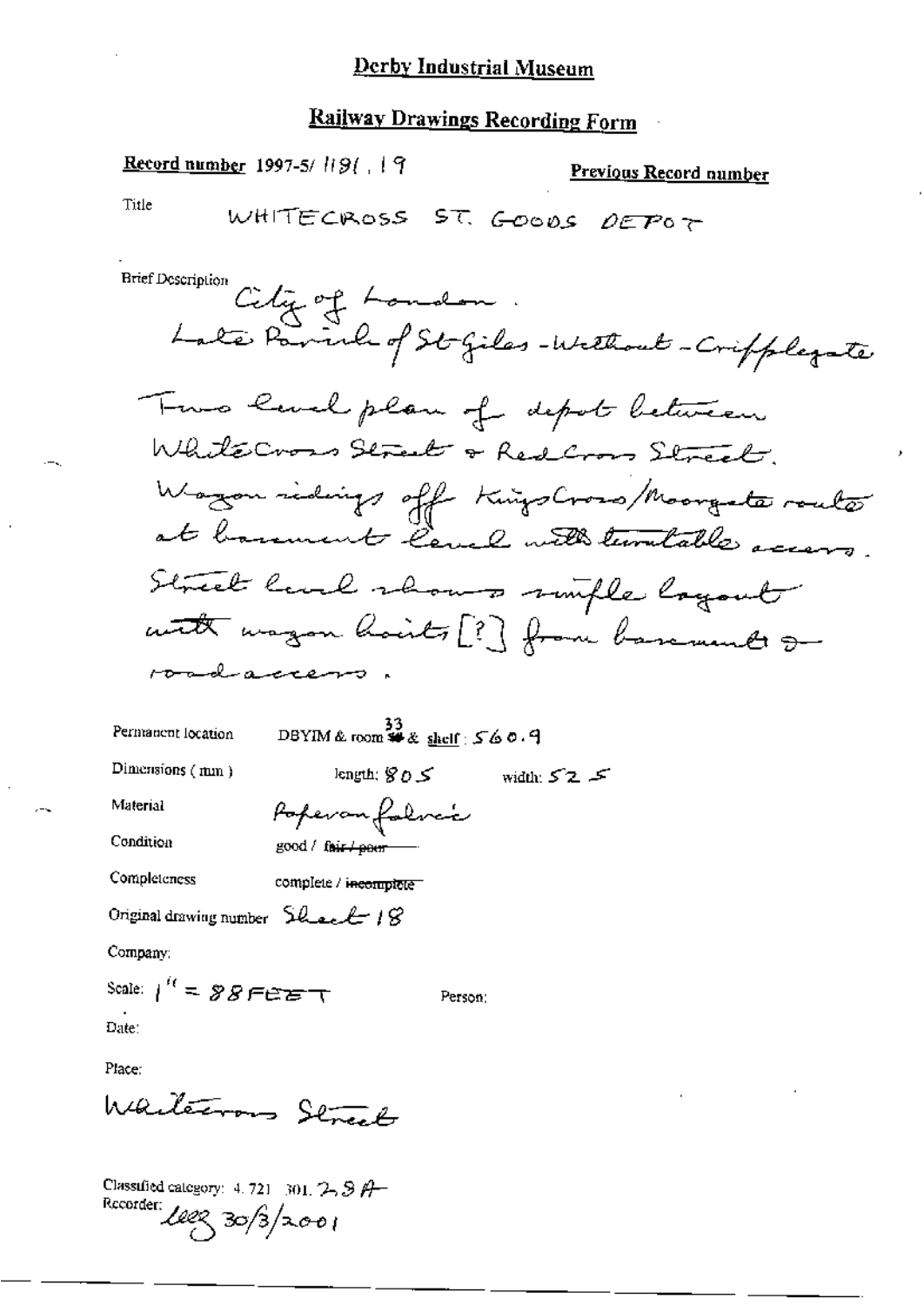# Derby Industrial Museum

## Railway Drawings Recording Form

**Record number** 1997-5/ 1191 . 19 **Previous Record number**

Title WHITECROSS ST. GOODS DEPOT

Brief Description City of London.
Late Parish of St-Giles-Without-Cripplegate

Two level plan of depot between Whitecross Street & Redcross Street.
Wagon sidings off Kings Cross/Moorgate route at basement level with turntable access.
Street level shows simple layout with wagon hoists [?] from basement & road access.

Permanent location DBYIM & room 33 & shelf : 560.9

Dimensions (mm) length: 805 width: 525

Material Paper on fabric

Condition good / ~~fair / poor~~

Completeness complete / ~~incomplete~~

Original drawing number Sheet 18

Company:

Scale: 1" = 88 FEET Person:

Date:

Place:

Whitecross Street

Classified category: 4.721 301. 2.S A
Recorder: lees 30/3/2001